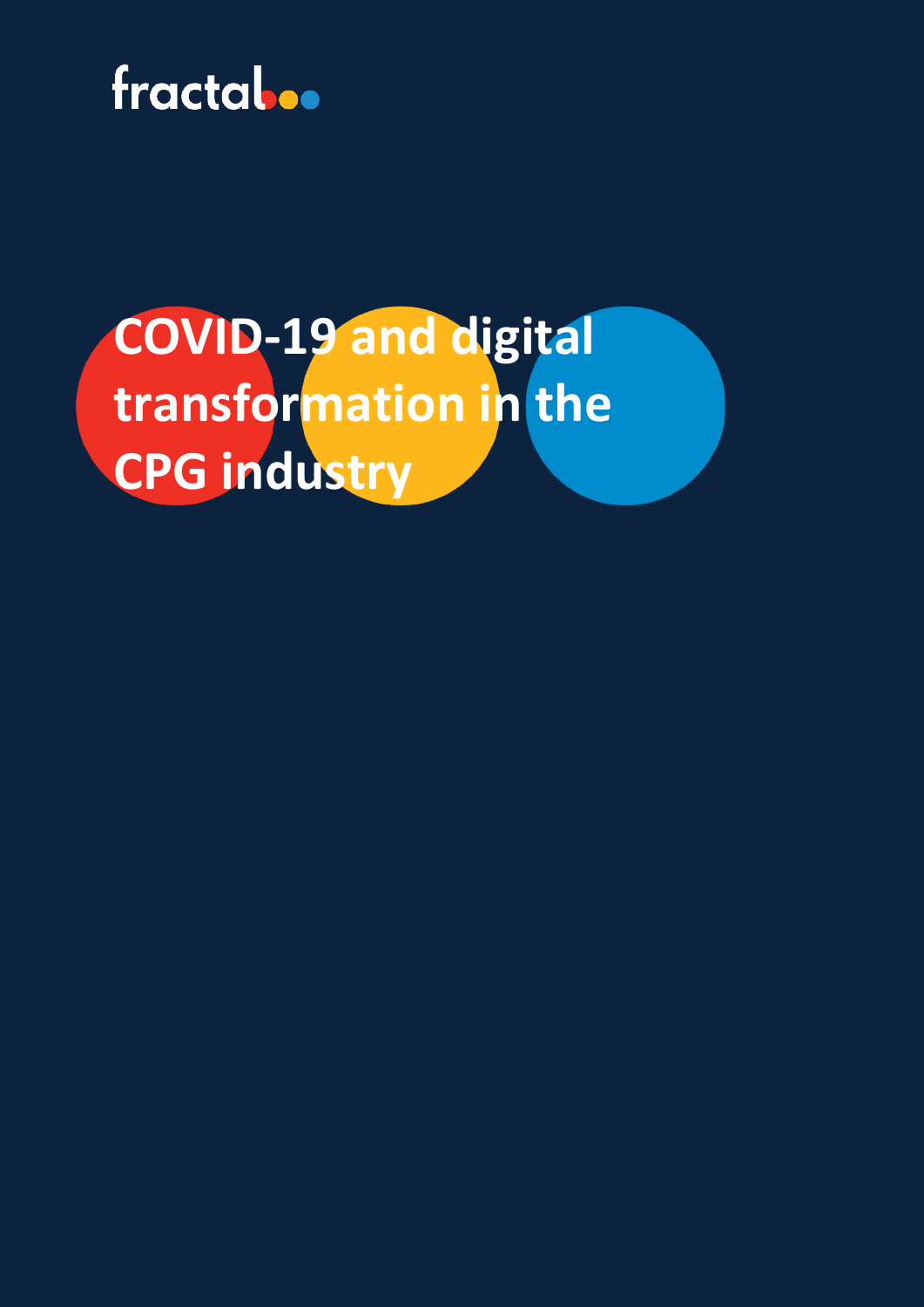fractal

# COVID-19 and digital transformation in the CPG industry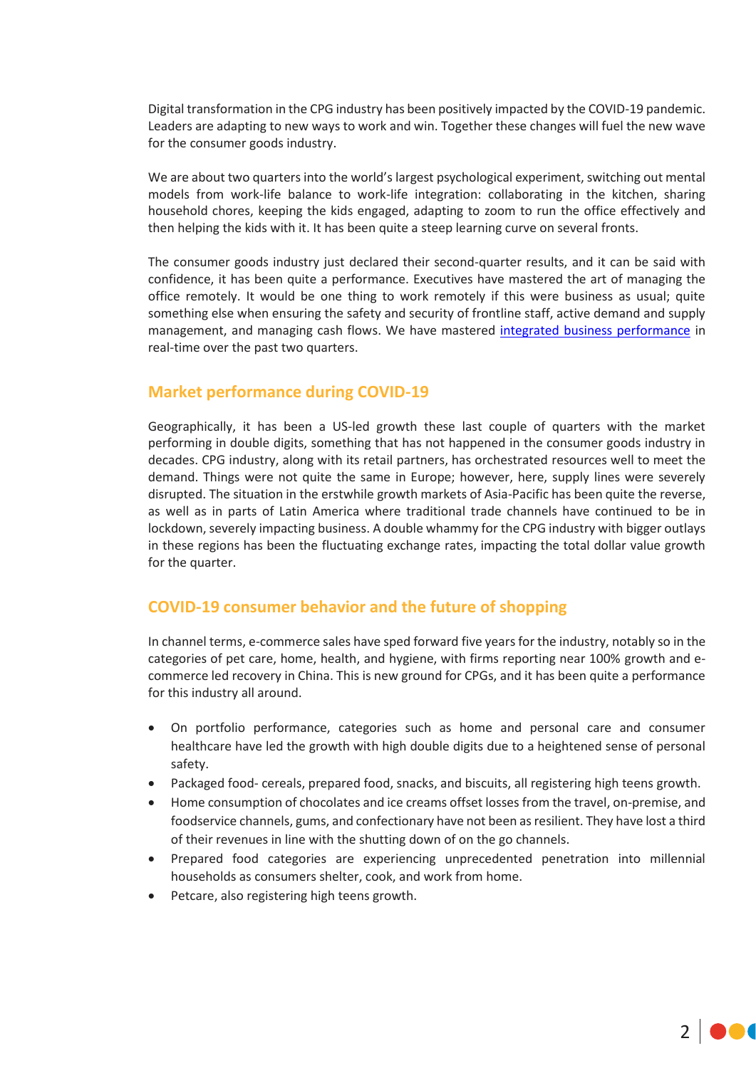Digital transformation in the CPG industry has been positively impacted by the COVID-19 pandemic. Leaders are adapting to new ways to work and win. Together these changes will fuel the new wave for the consumer goods industry.

We are about two quarters into the world's largest psychological experiment, switching out mental models from work-life balance to work-life integration: collaborating in the kitchen, sharing household chores, keeping the kids engaged, adapting to zoom to run the office effectively and then helping the kids with it. It has been quite a steep learning curve on several fronts.

The consumer goods industry just declared their second-quarter results, and it can be said with confidence, it has been quite a performance. Executives have mastered the art of managing the office remotely. It would be one thing to work remotely if this were business as usual; quite something else when ensuring the safety and security of frontline staff, active demand and supply management, and managing cash flows. We have mastered integrated business performance in real-time over the past two quarters.

## Market performance during COVID-19

Geographically, it has been a US-led growth these last couple of quarters with the market performing in double digits, something that has not happened in the consumer goods industry in decades. CPG industry, along with its retail partners, has orchestrated resources well to meet the demand. Things were not quite the same in Europe; however, here, supply lines were severely disrupted. The situation in the erstwhile growth markets of Asia-Pacific has been quite the reverse, as well as in parts of Latin America where traditional trade channels have continued to be in lockdown, severely impacting business. A double whammy for the CPG industry with bigger outlays in these regions has been the fluctuating exchange rates, impacting the total dollar value growth for the quarter.

## COVID-19 consumer behavior and the future of shopping

In channel terms, e-commerce sales have sped forward five years for the industry, notably so in the categories of pet care, home, health, and hygiene, with firms reporting near 100% growth and e-commerce led recovery in China. This is new ground for CPGs, and it has been quite a performance for this industry all around.

- On portfolio performance, categories such as home and personal care and consumer healthcare have led the growth with high double digits due to a heightened sense of personal safety.
- Packaged food- cereals, prepared food, snacks, and biscuits, all registering high teens growth.
- Home consumption of chocolates and ice creams offset losses from the travel, on-premise, and foodservice channels, gums, and confectionary have not been as resilient. They have lost a third of their revenues in line with the shutting down of on the go channels.
- Prepared food categories are experiencing unprecedented penetration into millennial households as consumers shelter, cook, and work from home.
- Petcare, also registering high teens growth.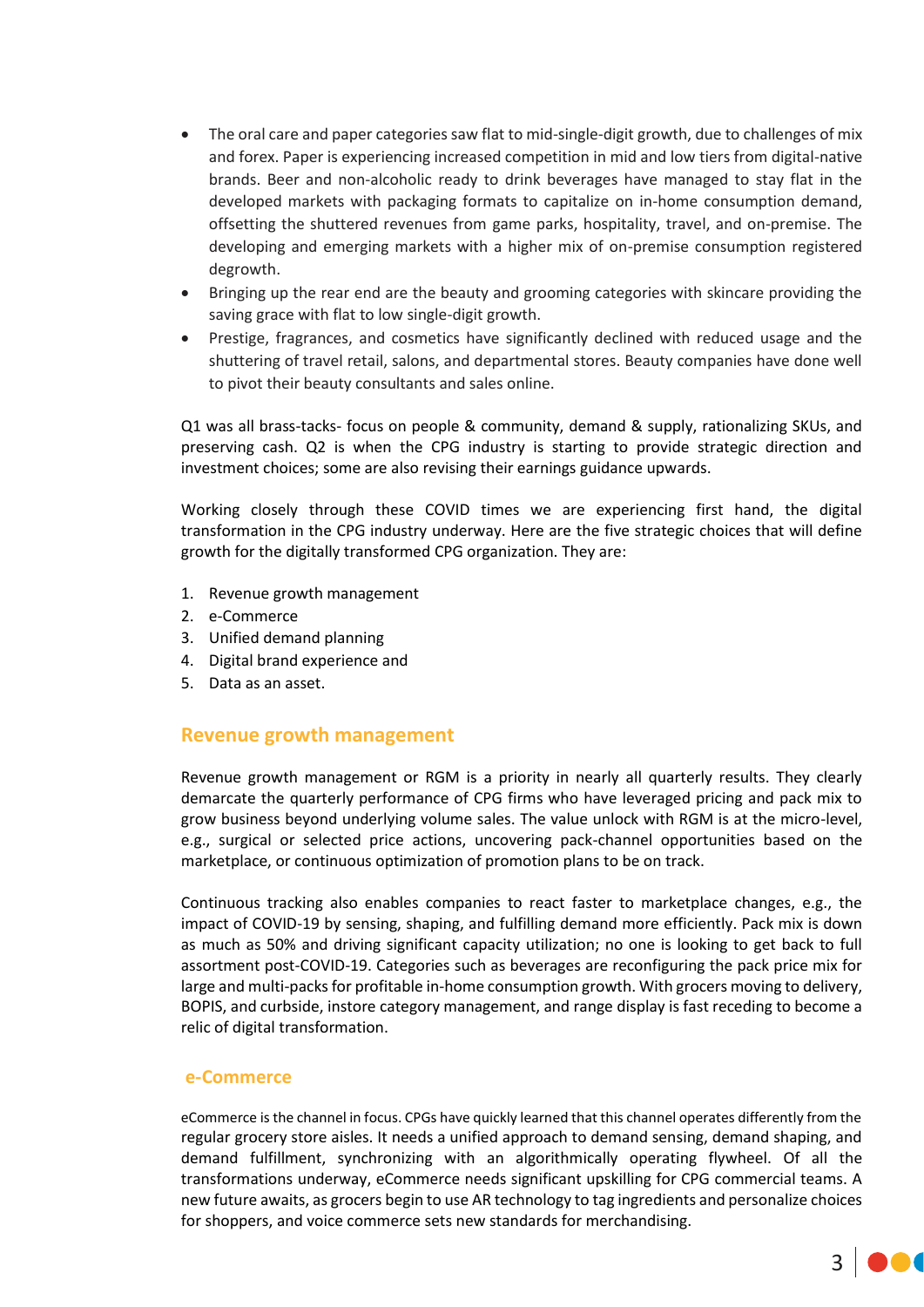- The oral care and paper categories saw flat to mid-single-digit growth, due to challenges of mix and forex. Paper is experiencing increased competition in mid and low tiers from digital-native brands. Beer and non-alcoholic ready to drink beverages have managed to stay flat in the developed markets with packaging formats to capitalize on in-home consumption demand, offsetting the shuttered revenues from game parks, hospitality, travel, and on-premise. The developing and emerging markets with a higher mix of on-premise consumption registered degrowth.
- Bringing up the rear end are the beauty and grooming categories with skincare providing the saving grace with flat to low single-digit growth.
- Prestige, fragrances, and cosmetics have significantly declined with reduced usage and the shuttering of travel retail, salons, and departmental stores. Beauty companies have done well to pivot their beauty consultants and sales online.

Q1 was all brass-tacks- focus on people & community, demand & supply, rationalizing SKUs, and preserving cash. Q2 is when the CPG industry is starting to provide strategic direction and investment choices; some are also revising their earnings guidance upwards.

Working closely through these COVID times we are experiencing first hand, the digital transformation in the CPG industry underway. Here are the five strategic choices that will define growth for the digitally transformed CPG organization. They are:

1. Revenue growth management
2. e-Commerce
3. Unified demand planning
4. Digital brand experience and
5. Data as an asset.

## Revenue growth management

Revenue growth management or RGM is a priority in nearly all quarterly results. They clearly demarcate the quarterly performance of CPG firms who have leveraged pricing and pack mix to grow business beyond underlying volume sales. The value unlock with RGM is at the micro-level, e.g., surgical or selected price actions, uncovering pack-channel opportunities based on the marketplace, or continuous optimization of promotion plans to be on track.

Continuous tracking also enables companies to react faster to marketplace changes, e.g., the impact of COVID-19 by sensing, shaping, and fulfilling demand more efficiently. Pack mix is down as much as 50% and driving significant capacity utilization; no one is looking to get back to full assortment post-COVID-19. Categories such as beverages are reconfiguring the pack price mix for large and multi-packs for profitable in-home consumption growth. With grocers moving to delivery, BOPIS, and curbside, instore category management, and range display is fast receding to become a relic of digital transformation.

## e-Commerce

eCommerce is the channel in focus. CPGs have quickly learned that this channel operates differently from the regular grocery store aisles. It needs a unified approach to demand sensing, demand shaping, and demand fulfillment, synchronizing with an algorithmically operating flywheel. Of all the transformations underway, eCommerce needs significant upskilling for CPG commercial teams. A new future awaits, as grocers begin to use AR technology to tag ingredients and personalize choices for shoppers, and voice commerce sets new standards for merchandising.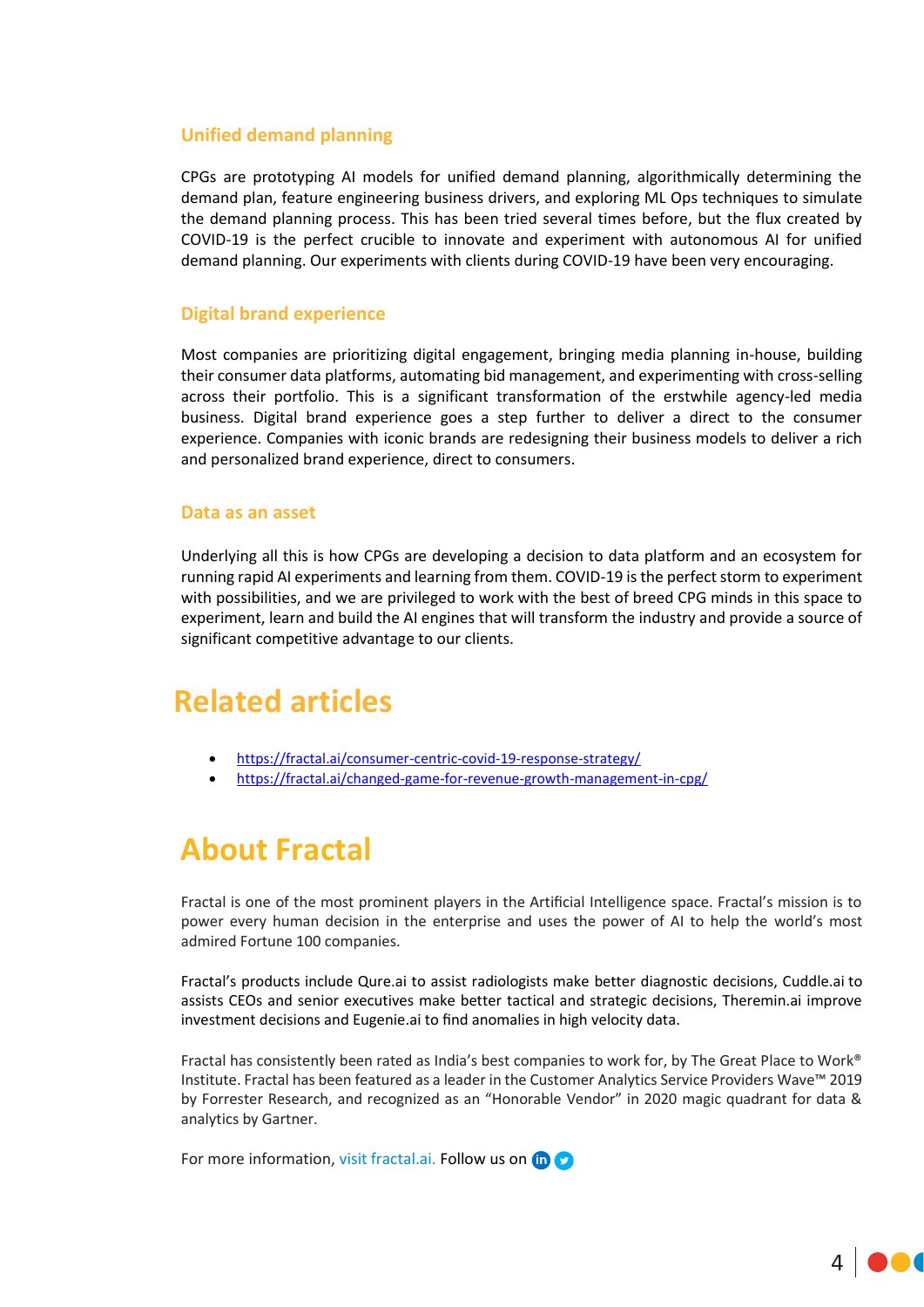### Unified demand planning

CPGs are prototyping AI models for unified demand planning, algorithmically determining the demand plan, feature engineering business drivers, and exploring ML Ops techniques to simulate the demand planning process. This has been tried several times before, but the flux created by COVID-19 is the perfect crucible to innovate and experiment with autonomous AI for unified demand planning. Our experiments with clients during COVID-19 have been very encouraging.

### Digital brand experience

Most companies are prioritizing digital engagement, bringing media planning in-house, building their consumer data platforms, automating bid management, and experimenting with cross-selling across their portfolio. This is a significant transformation of the erstwhile agency-led media business. Digital brand experience goes a step further to deliver a direct to the consumer experience. Companies with iconic brands are redesigning their business models to deliver a rich and personalized brand experience, direct to consumers.

### Data as an asset

Underlying all this is how CPGs are developing a decision to data platform and an ecosystem for running rapid AI experiments and learning from them. COVID-19 is the perfect storm to experiment with possibilities, and we are privileged to work with the best of breed CPG minds in this space to experiment, learn and build the AI engines that will transform the industry and provide a source of significant competitive advantage to our clients.

## Related articles

- https://fractal.ai/consumer-centric-covid-19-response-strategy/
- https://fractal.ai/changed-game-for-revenue-growth-management-in-cpg/

## About Fractal

Fractal is one of the most prominent players in the Artificial Intelligence space. Fractal's mission is to power every human decision in the enterprise and uses the power of AI to help the world's most admired Fortune 100 companies.

Fractal's products include Qure.ai to assist radiologists make better diagnostic decisions, Cuddle.ai to assists CEOs and senior executives make better tactical and strategic decisions, Theremin.ai improve investment decisions and Eugenie.ai to find anomalies in high velocity data.

Fractal has consistently been rated as India's best companies to work for, by The Great Place to Work® Institute. Fractal has been featured as a leader in the Customer Analytics Service Providers Wave™ 2019 by Forrester Research, and recognized as an "Honorable Vendor" in 2020 magic quadrant for data & analytics by Gartner.

For more information, visit fractal.ai. Follow us on